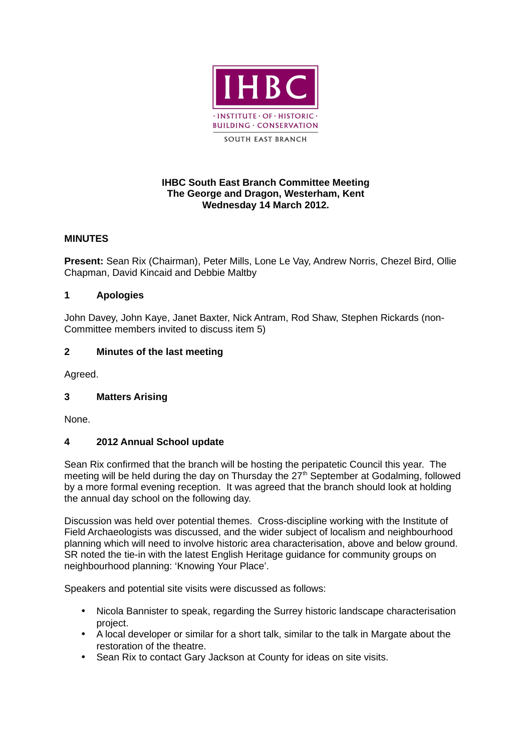IHBC
· INSTITUTE · OF · HISTORIC ·
BUILDING · CONSERVATION
SOUTH EAST BRANCH

**IHBC South East Branch Committee Meeting**
**The George and Dragon, Westerham, Kent**
**Wednesday 14 March 2012.**

## MINUTES

**Present:** Sean Rix (Chairman), Peter Mills, Lone Le Vay, Andrew Norris, Chezel Bird, Ollie Chapman, David Kincaid and Debbie Maltby

### 1 Apologies

John Davey, John Kaye, Janet Baxter, Nick Antram, Rod Shaw, Stephen Rickards (non-Committee members invited to discuss item 5)

### 2 Minutes of the last meeting

Agreed.

### 3 Matters Arising

None.

### 4 2012 Annual School update

Sean Rix confirmed that the branch will be hosting the peripatetic Council this year. The meeting will be held during the day on Thursday the 27th September at Godalming, followed by a more formal evening reception. It was agreed that the branch should look at holding the annual day school on the following day.

Discussion was held over potential themes. Cross-discipline working with the Institute of Field Archaeologists was discussed, and the wider subject of localism and neighbourhood planning which will need to involve historic area characterisation, above and below ground. SR noted the tie-in with the latest English Heritage guidance for community groups on neighbourhood planning: 'Knowing Your Place'.

Speakers and potential site visits were discussed as follows:

- Nicola Bannister to speak, regarding the Surrey historic landscape characterisation project.
- A local developer or similar for a short talk, similar to the talk in Margate about the restoration of the theatre.
- Sean Rix to contact Gary Jackson at County for ideas on site visits.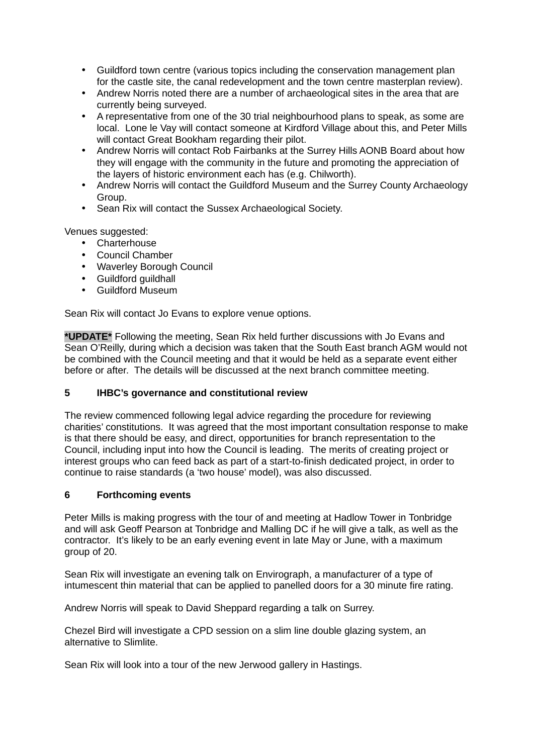- Guildford town centre (various topics including the conservation management plan for the castle site, the canal redevelopment and the town centre masterplan review).
- Andrew Norris noted there are a number of archaeological sites in the area that are currently being surveyed.
- A representative from one of the 30 trial neighbourhood plans to speak, as some are local. Lone le Vay will contact someone at Kirdford Village about this, and Peter Mills will contact Great Bookham regarding their pilot.
- Andrew Norris will contact Rob Fairbanks at the Surrey Hills AONB Board about how they will engage with the community in the future and promoting the appreciation of the layers of historic environment each has (e.g. Chilworth).
- Andrew Norris will contact the Guildford Museum and the Surrey County Archaeology Group.
- Sean Rix will contact the Sussex Archaeological Society.

Venues suggested:

- Charterhouse
- Council Chamber
- Waverley Borough Council
- Guildford guildhall
- Guildford Museum

Sean Rix will contact Jo Evans to explore venue options.

**\*UPDATE\*** Following the meeting, Sean Rix held further discussions with Jo Evans and Sean O'Reilly, during which a decision was taken that the South East branch AGM would not be combined with the Council meeting and that it would be held as a separate event either before or after. The details will be discussed at the next branch committee meeting.

**5 IHBC's governance and constitutional review**

The review commenced following legal advice regarding the procedure for reviewing charities' constitutions. It was agreed that the most important consultation response to make is that there should be easy, and direct, opportunities for branch representation to the Council, including input into how the Council is leading. The merits of creating project or interest groups who can feed back as part of a start-to-finish dedicated project, in order to continue to raise standards (a 'two house' model), was also discussed.

**6 Forthcoming events**

Peter Mills is making progress with the tour of and meeting at Hadlow Tower in Tonbridge and will ask Geoff Pearson at Tonbridge and Malling DC if he will give a talk, as well as the contractor. It's likely to be an early evening event in late May or June, with a maximum group of 20.

Sean Rix will investigate an evening talk on Envirograph, a manufacturer of a type of intumescent thin material that can be applied to panelled doors for a 30 minute fire rating.

Andrew Norris will speak to David Sheppard regarding a talk on Surrey.

Chezel Bird will investigate a CPD session on a slim line double glazing system, an alternative to Slimlite.

Sean Rix will look into a tour of the new Jerwood gallery in Hastings.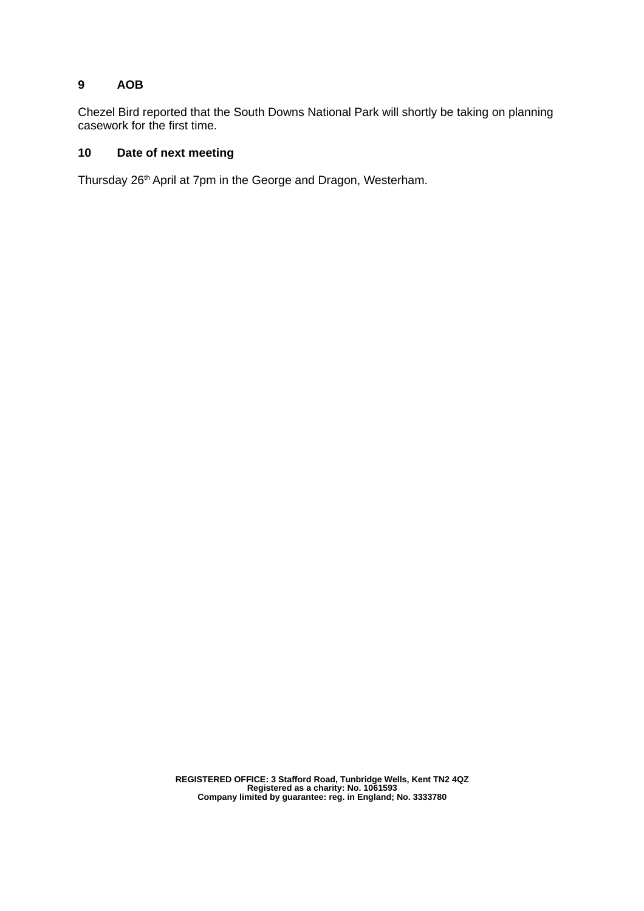## 9 AOB

Chezel Bird reported that the South Downs National Park will shortly be taking on planning casework for the first time.

## 10 Date of next meeting

Thursday 26th April at 7pm in the George and Dragon, Westerham.

**REGISTERED OFFICE: 3 Stafford Road, Tunbridge Wells, Kent TN2 4QZ**
**Registered as a charity: No. 1061593**
**Company limited by guarantee: reg. in England; No. 3333780**